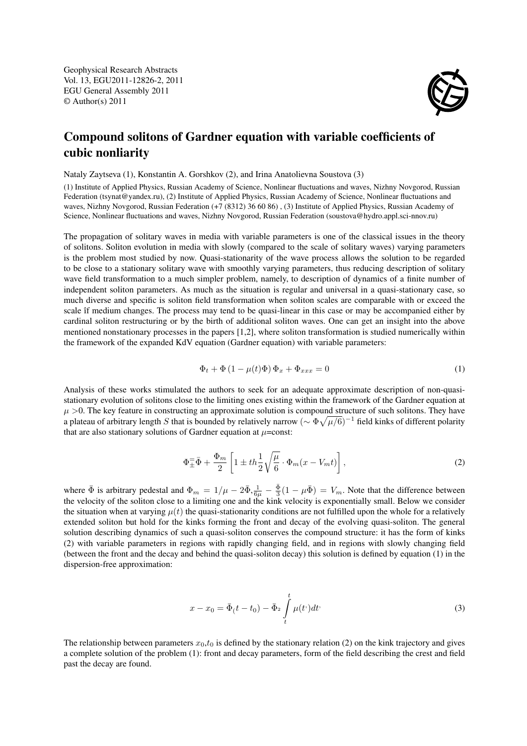Geophysical Research Abstracts
Vol. 13, EGU2011-12826-2, 2011
EGU General Assembly 2011
© Author(s) 2011

# Compound solitons of Gardner equation with variable coefficients of cubic nonliarity

Nataly Zaytseva (1), Konstantin A. Gorshkov (2), and Irina Anatolievna Soustova (3)

(1) Institute of Applied Physics, Russian Academy of Science, Nonlinear fluctuations and waves, Nizhny Novgorod, Russian Federation (tsynat@yandex.ru), (2) Institute of Applied Physics, Russian Academy of Science, Nonlinear fluctuations and waves, Nizhny Novgorod, Russian Federation (+7 (8312) 36 60 86) , (3) Institute of Applied Physics, Russian Academy of Science, Nonlinear fluctuations and waves, Nizhny Novgorod, Russian Federation (soustova@hydro.appl.sci-nnov.ru)

The propagation of solitary waves in media with variable parameters is one of the classical issues in the theory of solitons. Soliton evolution in media with slowly (compared to the scale of solitary waves) varying parameters is the problem most studied by now. Quasi-stationarity of the wave process allows the solution to be regarded to be close to a stationary solitary wave with smoothly varying parameters, thus reducing description of solitary wave field transformation to a much simpler problem, namely, to description of dynamics of a finite number of independent soliton parameters. As much as the situation is regular and universal in a quasi-stationary case, so much diverse and specific is soliton field transformation when soliton scales are comparable with or exceed the scale if medium changes. The process may tend to be quasi-linear in this case or may be accompanied either by cardinal soliton restructuring or by the birth of additional soliton waves. One can get an insight into the above mentioned nonstationary processes in the papers [1,2], where soliton transformation is studied numerically within the framework of the expanded KdV equation (Gardner equation) with variable parameters:

$$\Phi_t + \Phi\left(1 - \mu(t)\Phi\right)\Phi_x + \Phi_{xxx} = 0 \tag{1}$$

Analysis of these works stimulated the authors to seek for an adequate approximate description of non-quasi-stationary evolution of solitons close to the limiting ones existing within the framework of the Gardner equation at $\mu > 0$. The key feature in constructing an approximate solution is compound structure of such solitons. They have a plateau of arbitrary length $S$ that is bounded by relatively narrow $(\sim \Phi\sqrt{\mu/6})^{-1}$ field kinks of different polarity that are also stationary solutions of Gardner equation at $\mu$=const:

$$\Phi_{\pm}^{=}\bar{\Phi} + \frac{\Phi_m}{2}\left[1 \pm th\frac{1}{2}\sqrt{\frac{\mu}{6}} \cdot \Phi_m(x - V_m t)\right], \tag{2}$$

where $\bar{\Phi}$ is arbitrary pedestal and $\Phi_m = 1/\mu - 2\bar{\Phi}, \frac{1}{6\mu} - \frac{\bar{\Phi}}{3}(1 - \mu\bar{\Phi}) = V_m$. Note that the difference between the velocity of the soliton close to a limiting one and the kink velocity is exponentially small. Below we consider the situation when at varying $\mu(t)$ the quasi-stationarity conditions are not fulfilled upon the whole for a relatively extended soliton but hold for the kinks forming the front and decay of the evolving quasi-soliton. The general solution describing dynamics of such a quasi-soliton conserves the compound structure: it has the form of kinks (2) with variable parameters in regions with rapidly changing field, and in regions with slowly changing field (between the front and the decay and behind the quasi-soliton decay) this solution is defined by equation (1) in the dispersion-free approximation:

$$x - x_0 = \bar{\Phi}_{(}t - t_0) - \bar{\Phi}_{2}\int_{t}^{t}\mu(t')dt' \tag{3}$$

The relationship between parameters $x_0$,$t_0$ is defined by the stationary relation (2) on the kink trajectory and gives a complete solution of the problem (1): front and decay parameters, form of the field describing the crest and field past the decay are found.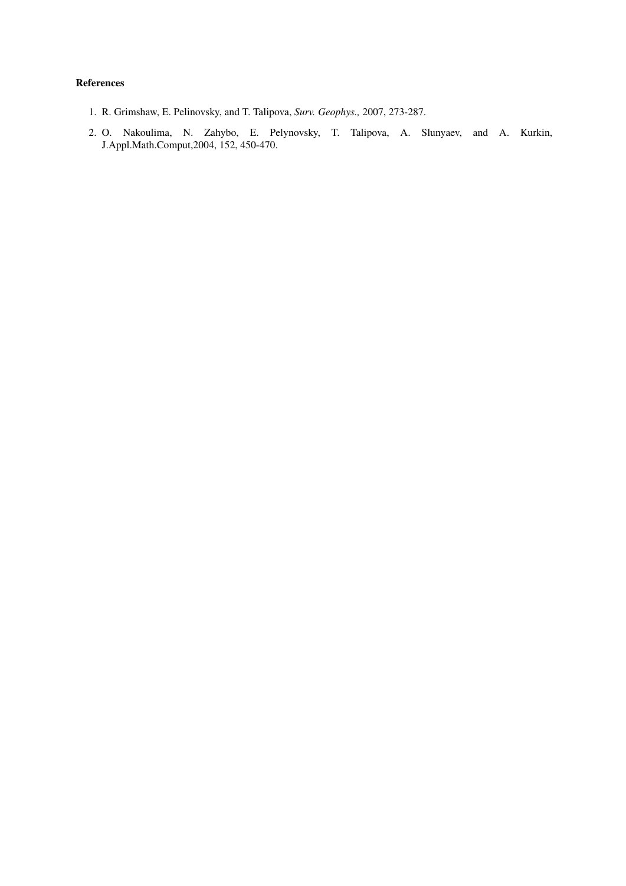**References**

1. R. Grimshaw, E. Pelinovsky, and T. Talipova, *Surv. Geophys.,* 2007, 273-287.
2. O. Nakoulima, N. Zahybo, E. Pelynovsky, T. Talipova, A. Slunyaev, and A. Kurkin, J.Appl.Math.Comput,2004, 152, 450-470.